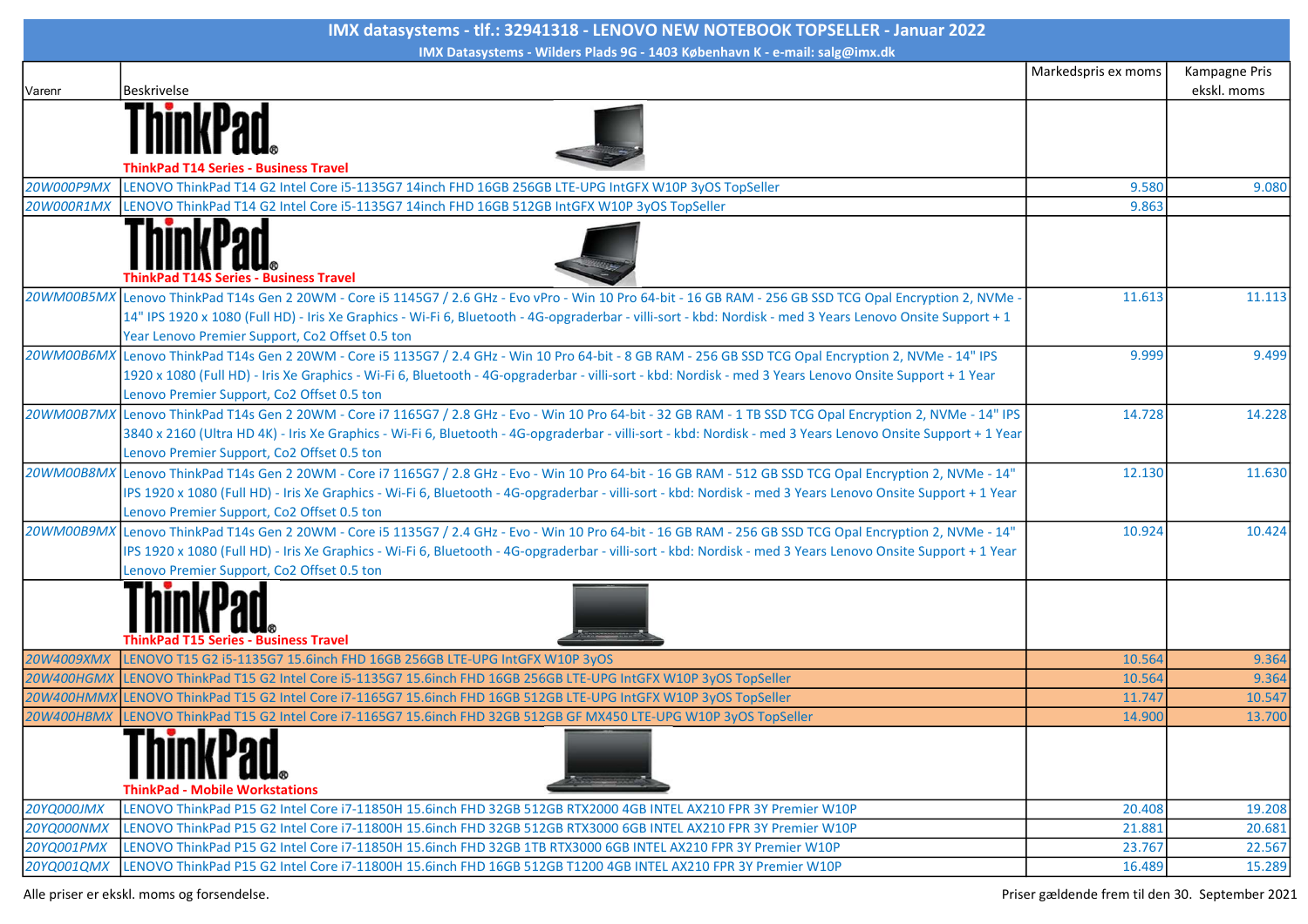# IMX datasystems - tlf.: 32941318 - LENOVO NEW NOTEBOOK TOPSELLER - Januar 2022

IMX Datasystems - Wilders Plads 9G - 1403 København K - e-mail: salg@imx.dk

| Varenr | Beskrivelse | Markedspris ex moms | Kampagne Pris ekskl. moms |
|---|---|---|---|
| | **ThinkPad T14 Series - Business Travel** | | |
| 20W000P9MX | LENOVO ThinkPad T14 G2 Intel Core i5-1135G7 14inch FHD 16GB 256GB LTE-UPG IntGFX W10P 3yOS TopSeller | 9.580 | 9.080 |
| 20W000R1MX | LENOVO ThinkPad T14 G2 Intel Core i5-1135G7 14inch FHD 16GB 512GB IntGFX W10P 3yOS TopSeller | 9.863 | |
| | **ThinkPad T14S Series - Business Travel** | | |
| 20WM00B5MX | Lenovo ThinkPad T14s Gen 2 20WM - Core i5 1145G7 / 2.6 GHz - Evo vPro - Win 10 Pro 64-bit - 16 GB RAM - 256 GB SSD TCG Opal Encryption 2, NVMe - 14" IPS 1920 x 1080 (Full HD) - Iris Xe Graphics - Wi-Fi 6, Bluetooth - 4G-opgraderbar - villi-sort - kbd: Nordisk - med 3 Years Lenovo Onsite Support + 1 Year Lenovo Premier Support, Co2 Offset 0.5 ton | 11.613 | 11.113 |
| 20WM00B6MX | Lenovo ThinkPad T14s Gen 2 20WM - Core i5 1135G7 / 2.4 GHz - Win 10 Pro 64-bit - 8 GB RAM - 256 GB SSD TCG Opal Encryption 2, NVMe - 14" IPS 1920 x 1080 (Full HD) - Iris Xe Graphics - Wi-Fi 6, Bluetooth - 4G-opgraderbar - villi-sort - kbd: Nordisk - med 3 Years Lenovo Onsite Support + 1 Year Lenovo Premier Support, Co2 Offset 0.5 ton | 9.999 | 9.499 |
| 20WM00B7MX | Lenovo ThinkPad T14s Gen 2 20WM - Core i7 1165G7 / 2.8 GHz - Evo - Win 10 Pro 64-bit - 32 GB RAM - 1 TB SSD TCG Opal Encryption 2, NVMe - 14" IPS 3840 x 2160 (Ultra HD 4K) - Iris Xe Graphics - Wi-Fi 6, Bluetooth - 4G-opgraderbar - villi-sort - kbd: Nordisk - med 3 Years Lenovo Onsite Support + 1 Year Lenovo Premier Support, Co2 Offset 0.5 ton | 14.728 | 14.228 |
| 20WM00B8MX | Lenovo ThinkPad T14s Gen 2 20WM - Core i7 1165G7 / 2.8 GHz - Evo - Win 10 Pro 64-bit - 16 GB RAM - 512 GB SSD TCG Opal Encryption 2, NVMe - 14" IPS 1920 x 1080 (Full HD) - Iris Xe Graphics - Wi-Fi 6, Bluetooth - 4G-opgraderbar - villi-sort - kbd: Nordisk - med 3 Years Lenovo Onsite Support + 1 Year Lenovo Premier Support, Co2 Offset 0.5 ton | 12.130 | 11.630 |
| 20WM00B9MX | Lenovo ThinkPad T14s Gen 2 20WM - Core i5 1135G7 / 2.4 GHz - Evo - Win 10 Pro 64-bit - 16 GB RAM - 256 GB SSD TCG Opal Encryption 2, NVMe - 14" IPS 1920 x 1080 (Full HD) - Iris Xe Graphics - Wi-Fi 6, Bluetooth - 4G-opgraderbar - villi-sort - kbd: Nordisk - med 3 Years Lenovo Onsite Support + 1 Year Lenovo Premier Support, Co2 Offset 0.5 ton | 10.924 | 10.424 |
| | **ThinkPad T15 Series - Business Travel** | | |
| 20W4009XMX | LENOVO T15 G2 i5-1135G7 15.6inch FHD 16GB 256GB LTE-UPG IntGFX W10P 3yOS | 10.564 | 9.364 |
| 20W400HGMX | LENOVO ThinkPad T15 G2 Intel Core i5-1135G7 15.6inch FHD 16GB 256GB LTE-UPG IntGFX W10P 3yOS TopSeller | 10.564 | 9.364 |
| 20W400HMMX | LENOVO ThinkPad T15 G2 Intel Core i7-1165G7 15.6inch FHD 16GB 512GB LTE-UPG IntGFX W10P 3yOS TopSeller | 11.747 | 10.547 |
| 20W400HBMX | LENOVO ThinkPad T15 G2 Intel Core i7-1165G7 15.6inch FHD 32GB 512GB GF MX450 LTE-UPG W10P 3yOS TopSeller | 14.900 | 13.700 |
| | **ThinkPad - Mobile Workstations** | | |
| 20YQ000JMX | LENOVO ThinkPad P15 G2 Intel Core i7-11850H 15.6inch FHD 32GB 512GB RTX2000 4GB INTEL AX210 FPR 3Y Premier W10P | 20.408 | 19.208 |
| 20YQ000NMX | LENOVO ThinkPad P15 G2 Intel Core i7-11800H 15.6inch FHD 32GB 512GB RTX3000 6GB INTEL AX210 FPR 3Y Premier W10P | 21.881 | 20.681 |
| 20YQ001PMX | LENOVO ThinkPad P15 G2 Intel Core i7-11850H 15.6inch FHD 32GB 1TB RTX3000 6GB INTEL AX210 FPR 3Y Premier W10P | 23.767 | 22.567 |
| 20YQ001QMX | LENOVO ThinkPad P15 G2 Intel Core i7-11800H 15.6inch FHD 16GB 512GB T1200 4GB INTEL AX210 FPR 3Y Premier W10P | 16.489 | 15.289 |

Alle priser er ekskl. moms og forsendelse.

Priser gældende frem til den 30. September 2021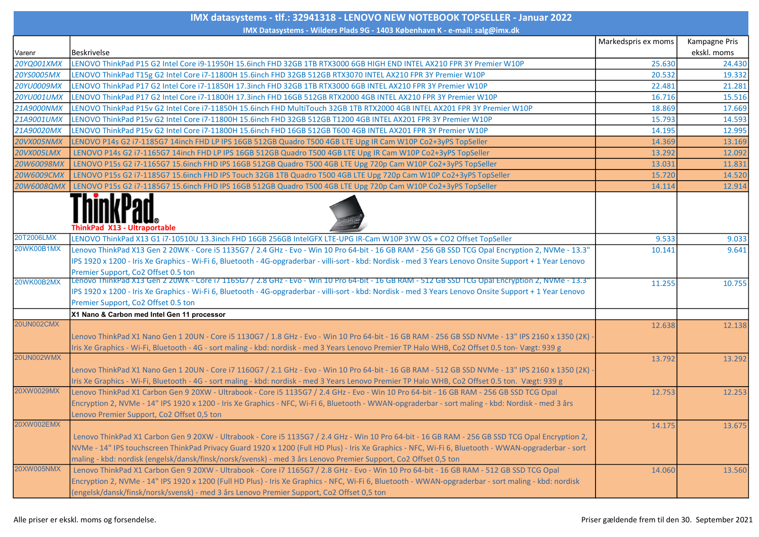# IMX datasystems - tlf.: 32941318 - LENOVO NEW NOTEBOOK TOPSELLER - Januar 2022

IMX Datasystems - Wilders Plads 9G - 1403 København K - e-mail: salg@imx.dk

| Varenr | Beskrivelse | Markedspris ex moms | Kampagne Pris ekskl. moms |
|---|---|---|---|
| 20YQ001XMX | LENOVO ThinkPad P15 G2 Intel Core i9-11950H 15.6inch FHD 32GB 1TB RTX3000 6GB HIGH END INTEL AX210 FPR 3Y Premier W10P | 25.630 | 24.430 |
| 20YS0005MX | LENOVO ThinkPad T15g G2 Intel Core i7-11800H 15.6inch FHD 32GB 512GB RTX3070 INTEL AX210 FPR 3Y Premier W10P | 20.532 | 19.332 |
| 20YU0009MX | LENOVO ThinkPad P17 G2 Intel Core i7-11850H 17.3inch FHD 32GB 1TB RTX3000 6GB INTEL AX210 FPR 3Y Premier W10P | 22.481 | 21.281 |
| 20YU001UMX | LENOVO ThinkPad P17 G2 Intel Core i7-11800H 17.3inch FHD 16GB 512GB RTX2000 4GB INTEL AX210 FPR 3Y Premier W10P | 16.716 | 15.516 |
| 21A9000NMX | LENOVO ThinkPad P15v G2 Intel Core i7-11850H 15.6inch FHD MultiTouch 32GB 1TB RTX2000 4GB INTEL AX201 FPR 3Y Premier W10P | 18.869 | 17.669 |
| 21A9001UMX | LENOVO ThinkPad P15v G2 Intel Core i7-11800H 15.6inch FHD 32GB 512GB T1200 4GB INTEL AX201 FPR 3Y Premier W10P | 15.793 | 14.593 |
| 21A90020MX | LENOVO ThinkPad P15v G2 Intel Core i7-11800H 15.6inch FHD 16GB 512GB T600 4GB INTEL AX201 FPR 3Y Premier W10P | 14.195 | 12.995 |
| 20VX005NMX | LENOVO P14s G2 i7-1185G7 14inch FHD LP IPS 16GB 512GB Quadro T500 4GB LTE Upg IR Cam W10P Co2+3yPS TopSeller | 14.369 | 13.169 |
| 20VX005LMX | LENOVO P14s G2 i7-1165G7 14inch FHD LP IPS 16GB 512GB Quadro T500 4GB LTE Upg IR Cam W10P Co2+3yPS TopSeller | 13.292 | 12.092 |
| 20W60098MX | LENOVO P15s G2 i7-1165G7 15.6inch FHD IPS 16GB 512GB Quadro T500 4GB LTE Upg 720p Cam W10P Co2+3yPS TopSeller | 13.031 | 11.831 |
| 20W6009CMX | LENOVO P15s G2 i7-1185G7 15.6inch FHD IPS Touch 32GB 1TB Quadro T500 4GB LTE Upg 720p Cam W10P Co2+3yPS TopSeller | 15.720 | 14.520 |
| 20W6008QMX | LENOVO P15s G2 i7-1185G7 15.6inch FHD IPS 16GB 512GB Quadro T500 4GB LTE Upg 720p Cam W10P Co2+3yPS TopSeller | 14.114 | 12.914 |
| | ThinkPad ThinkPad X13 - Ultraportable | | |
| 20T2006LMX | LENOVO ThinkPad X13 G1 i7-10510U 13.3inch FHD 16GB 256GB IntelGFX LTE-UPG IR-Cam W10P 3YW OS + CO2 Offset TopSeller | 9.533 | 9.033 |
| 20WK00B1MX | Lenovo ThinkPad X13 Gen 2 20WK - Core i5 1135G7 / 2.4 GHz - Evo - Win 10 Pro 64-bit - 16 GB RAM - 256 GB SSD TCG Opal Encryption 2, NVMe - 13.3" IPS 1920 x 1200 - Iris Xe Graphics - Wi-Fi 6, Bluetooth - 4G-opgraderbar - villi-sort - kbd: Nordisk - med 3 Years Lenovo Onsite Support + 1 Year Lenovo Premier Support, Co2 Offset 0.5 ton | 10.141 | 9.641 |
| 20WK00B2MX | Lenovo ThinkPad X13 Gen 2 20WK - Core i7 1165G7 / 2.8 GHz - Evo - Win 10 Pro 64-bit - 16 GB RAM - 512 GB SSD TCG Opal Encryption 2, NVMe - 13.3" IPS 1920 x 1200 - Iris Xe Graphics - Wi-Fi 6, Bluetooth - 4G-opgraderbar - villi-sort - kbd: Nordisk - med 3 Years Lenovo Onsite Support + 1 Year Lenovo Premier Support, Co2 Offset 0.5 ton | 11.255 | 10.755 |
| | **X1 Nano & Carbon med Intel Gen 11 processor** | | |
| 20UN002CMX | Lenovo ThinkPad X1 Nano Gen 1 20UN - Core i5 1130G7 / 1.8 GHz - Evo - Win 10 Pro 64-bit - 16 GB RAM - 256 GB SSD NVMe - 13" IPS 2160 x 1350 (2K) - Iris Xe Graphics - Wi-Fi, Bluetooth - 4G - sort maling - kbd: nordisk - med 3 Years Lenovo Premier TP Halo WHB, Co2 Offset 0.5 ton- Vægt: 939 g | 12.638 | 12.138 |
| 20UN002WMX | Lenovo ThinkPad X1 Nano Gen 1 20UN - Core i7 1160G7 / 2.1 GHz - Evo - Win 10 Pro 64-bit - 16 GB RAM - 512 GB SSD NVMe - 13" IPS 2160 x 1350 (2K) - Iris Xe Graphics - Wi-Fi, Bluetooth - 4G - sort maling - kbd: nordisk - med 3 Years Lenovo Premier TP Halo WHB, Co2 Offset 0.5 ton. Vægt: 939 g | 13.792 | 13.292 |
| 20XW0029MX | Lenovo ThinkPad X1 Carbon Gen 9 20XW - Ultrabook - Core i5 1135G7 / 2.4 GHz - Evo - Win 10 Pro 64-bit - 16 GB RAM - 256 GB SSD TCG Opal Encryption 2, NVMe - 14" IPS 1920 x 1200 - Iris Xe Graphics - NFC, Wi-Fi 6, Bluetooth - WWAN-opgraderbar - sort maling - kbd: Nordisk - med 3 års Lenovo Premier Support, Co2 Offset 0,5 ton | 12.753 | 12.253 |
| 20XW002EMX | Lenovo ThinkPad X1 Carbon Gen 9 20XW - Ultrabook - Core i5 1135G7 / 2.4 GHz - Win 10 Pro 64-bit - 16 GB RAM - 256 GB SSD TCG Opal Encryption 2, NVMe - 14" IPS touchscreen ThinkPad Privacy Guard 1920 x 1200 (Full HD Plus) - Iris Xe Graphics - NFC, Wi-Fi 6, Bluetooth - WWAN-opgraderbar - sort maling - kbd: nordisk (engelsk/dansk/finsk/norsk/svensk) - med 3 års Lenovo Premier Support, Co2 Offset 0,5 ton | 14.175 | 13.675 |
| 20XW005NMX | Lenovo ThinkPad X1 Carbon Gen 9 20XW - Ultrabook - Core i7 1165G7 / 2.8 GHz - Win 10 Pro 64-bit - 16 GB RAM - 512 GB SSD TCG Opal Encryption 2, NVMe - 14" IPS 1920 x 1200 (Full HD Plus) - Iris Xe Graphics - NFC, Wi-Fi 6, Bluetooth - WWAN-opgraderbar - sort maling - kbd: nordisk (engelsk/dansk/finsk/norsk/svensk) - med 3 års Lenovo Premier Support, Co2 Offset 0,5 ton | 14.060 | 13.560 |

Alle priser er ekskl. moms og forsendelse.

Priser gældende frem til den 30. September 2021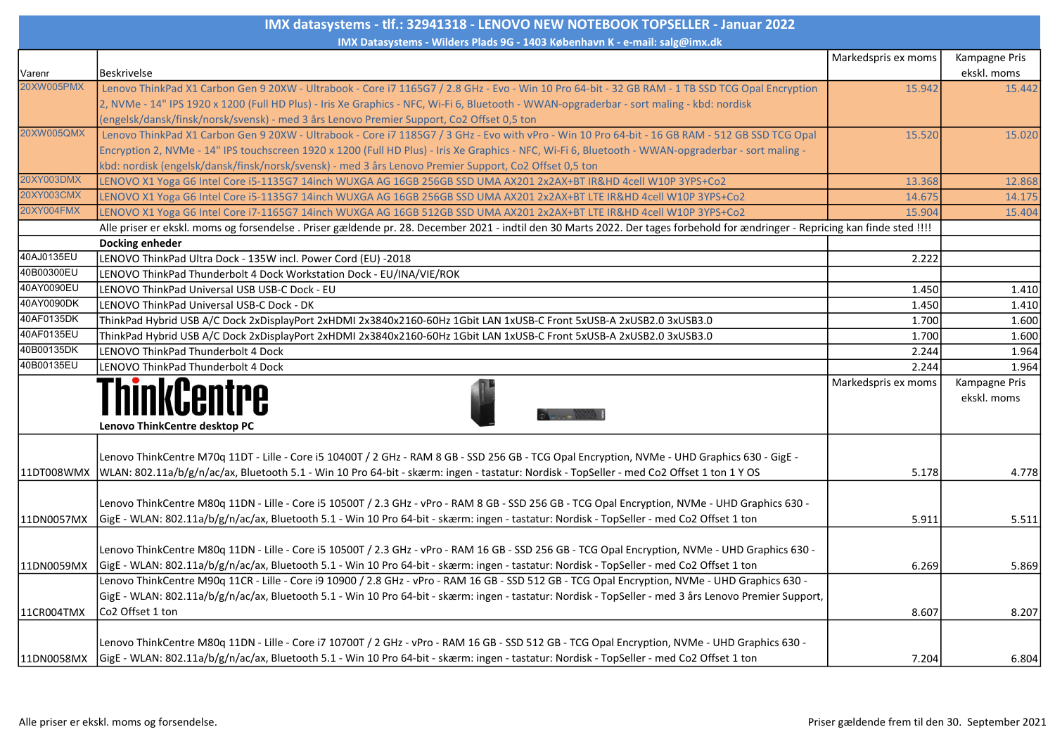# IMX datasystems - tlf.: 32941318 - LENOVO NEW NOTEBOOK TOPSELLER - Januar 2022

IMX Datasystems - Wilders Plads 9G - 1403 København K - e-mail: salg@imx.dk

| Varenr | Beskrivelse | Markedspris ex moms | Kampagne Pris ekskl. moms |
|---|---|---|---|
| 20XW005PMX | Lenovo ThinkPad X1 Carbon Gen 9 20XW - Ultrabook - Core i7 1165G7 / 2.8 GHz - Evo - Win 10 Pro 64-bit - 32 GB RAM - 1 TB SSD TCG Opal Encryption 2, NVMe - 14" IPS 1920 x 1200 (Full HD Plus) - Iris Xe Graphics - NFC, Wi-Fi 6, Bluetooth - WWAN-opgraderbar - sort maling - kbd: nordisk (engelsk/dansk/finsk/norsk/svensk) - med 3 års Lenovo Premier Support, Co2 Offset 0,5 ton | 15.942 | 15.442 |
| 20XW005QMX | Lenovo ThinkPad X1 Carbon Gen 9 20XW - Ultrabook - Core i7 1185G7 / 3 GHz - Evo with vPro - Win 10 Pro 64-bit - 16 GB RAM - 512 GB SSD TCG Opal Encryption 2, NVMe - 14" IPS touchscreen 1920 x 1200 (Full HD Plus) - Iris Xe Graphics - NFC, Wi-Fi 6, Bluetooth - WWAN-opgraderbar - sort maling - kbd: nordisk (engelsk/dansk/finsk/norsk/svensk) - med 3 års Lenovo Premier Support, Co2 Offset 0,5 ton | 15.520 | 15.020 |
| 20XY003DMX | LENOVO X1 Yoga G6 Intel Core i5-1135G7 14inch WUXGA AG 16GB 256GB SSD UMA AX201 2x2AX+BT IR&HD 4cell W10P 3YPS+Co2 | 13.368 | 12.868 |
| 20XY003CMX | LENOVO X1 Yoga G6 Intel Core i5-1135G7 14inch WUXGA AG 16GB 256GB SSD UMA AX201 2x2AX+BT LTE IR&HD 4cell W10P 3YPS+Co2 | 14.675 | 14.175 |
| 20XY004FMX | LENOVO X1 Yoga G6 Intel Core i7-1165G7 14inch WUXGA AG 16GB 512GB SSD UMA AX201 2x2AX+BT LTE IR&HD 4cell W10P 3YPS+Co2 | 15.904 | 15.404 |
| | Alle priser er ekskl. moms og forsendelse . Priser gældende pr. 28. December 2021 - indtil den 30 Marts 2022. Der tages forbehold for ændringer - Repricing kan finde sted !!!! | | |
| | **Docking enheder** | | |
| 40AJ0135EU | LENOVO ThinkPad Ultra Dock - 135W incl. Power Cord (EU) -2018 | 2.222 | |
| 40B00300EU | LENOVO ThinkPad Thunderbolt 4 Dock Workstation Dock - EU/INA/VIE/ROK | | |
| 40AY0090EU | LENOVO ThinkPad Universal USB USB-C Dock - EU | 1.450 | 1.410 |
| 40AY0090DK | LENOVO ThinkPad Universal USB-C Dock - DK | 1.450 | 1.410 |
| 40AF0135DK | ThinkPad Hybrid USB A/C Dock 2xDisplayPort 2xHDMI 2x3840x2160-60Hz 1Gbit LAN 1xUSB-C Front 5xUSB-A 2xUSB2.0 3xUSB3.0 | 1.700 | 1.600 |
| 40AF0135EU | ThinkPad Hybrid USB A/C Dock 2xDisplayPort 2xHDMI 2x3840x2160-60Hz 1Gbit LAN 1xUSB-C Front 5xUSB-A 2xUSB2.0 3xUSB3.0 | 1.700 | 1.600 |
| 40B00135DK | LENOVO ThinkPad Thunderbolt 4 Dock | 2.244 | 1.964 |
| 40B00135EU | LENOVO ThinkPad Thunderbolt 4 Dock | 2.244 | 1.964 |
| | **ThinkCentre** Lenovo ThinkCentre desktop PC | Markedspris ex moms | Kampagne Pris ekskl. moms |
| 11DT008WMX | Lenovo ThinkCentre M70q 11DT - Lille - Core i5 10400T / 2 GHz - RAM 8 GB - SSD 256 GB - TCG Opal Encryption, NVMe - UHD Graphics 630 - GigE - WLAN: 802.11a/b/g/n/ac/ax, Bluetooth 5.1 - Win 10 Pro 64-bit - skærm: ingen - tastatur: Nordisk - TopSeller - med Co2 Offset 1 ton 1 Y OS | 5.178 | 4.778 |
| 11DN0057MX | Lenovo ThinkCentre M80q 11DN - Lille - Core i5 10500T / 2.3 GHz - vPro - RAM 8 GB - SSD 256 GB - TCG Opal Encryption, NVMe - UHD Graphics 630 - GigE - WLAN: 802.11a/b/g/n/ac/ax, Bluetooth 5.1 - Win 10 Pro 64-bit - skærm: ingen - tastatur: Nordisk - TopSeller - med Co2 Offset 1 ton | 5.911 | 5.511 |
| 11DN0059MX | Lenovo ThinkCentre M80q 11DN - Lille - Core i5 10500T / 2.3 GHz - vPro - RAM 16 GB - SSD 256 GB - TCG Opal Encryption, NVMe - UHD Graphics 630 - GigE - WLAN: 802.11a/b/g/n/ac/ax, Bluetooth 5.1 - Win 10 Pro 64-bit - skærm: ingen - tastatur: Nordisk - TopSeller - med Co2 Offset 1 ton | 6.269 | 5.869 |
| 11CR004TMX | Lenovo ThinkCentre M90q 11CR - Lille - Core i9 10900 / 2.8 GHz - vPro - RAM 16 GB - SSD 512 GB - TCG Opal Encryption, NVMe - UHD Graphics 630 - GigE - WLAN: 802.11a/b/g/n/ac/ax, Bluetooth 5.1 - Win 10 Pro 64-bit - skærm: ingen - tastatur: Nordisk - TopSeller - med 3 års Lenovo Premier Support, Co2 Offset 1 ton | 8.607 | 8.207 |
| 11DN0058MX | Lenovo ThinkCentre M80q 11DN - Lille - Core i7 10700T / 2 GHz - vPro - RAM 16 GB - SSD 512 GB - TCG Opal Encryption, NVMe - UHD Graphics 630 - GigE - WLAN: 802.11a/b/g/n/ac/ax, Bluetooth 5.1 - Win 10 Pro 64-bit - skærm: ingen - tastatur: Nordisk - TopSeller - med Co2 Offset 1 ton | 7.204 | 6.804 |

Alle priser er ekskl. moms og forsendelse.

Priser gældende frem til den 30. September 2021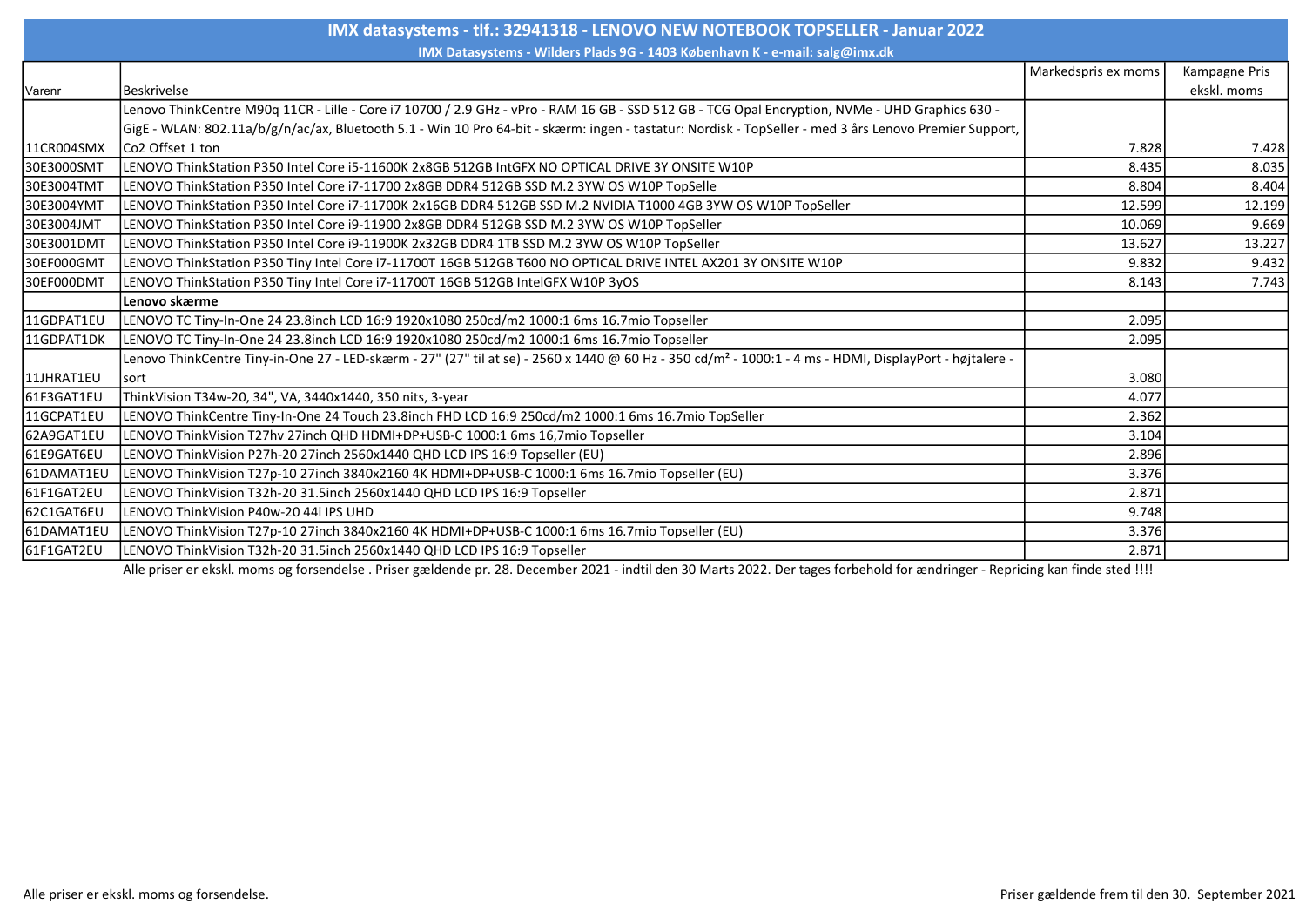# IMX datasystems - tlf.: 32941318 - LENOVO NEW NOTEBOOK TOPSELLER - Januar 2022

**IMX Datasystems - Wilders Plads 9G - 1403 København K - e-mail: salg@imx.dk**

| Varenr | Beskrivelse | Markedspris ex moms | Kampagne Pris ekskl. moms |
|---|---|---|---|
| 11CR004SMX | Lenovo ThinkCentre M90q 11CR - Lille - Core i7 10700 / 2.9 GHz - vPro - RAM 16 GB - SSD 512 GB - TCG Opal Encryption, NVMe - UHD Graphics 630 - GigE - WLAN: 802.11a/b/g/n/ac/ax, Bluetooth 5.1 - Win 10 Pro 64-bit - skærm: ingen - tastatur: Nordisk - TopSeller - med 3 års Lenovo Premier Support, Co2 Offset 1 ton | 7.828 | 7.428 |
| 30E3000SMT | LENOVO ThinkStation P350 Intel Core i5-11600K 2x8GB 512GB IntGFX NO OPTICAL DRIVE 3Y ONSITE W10P | 8.435 | 8.035 |
| 30E3004TMT | LENOVO ThinkStation P350 Intel Core i7-11700 2x8GB DDR4 512GB SSD M.2 3YW OS W10P TopSelle | 8.804 | 8.404 |
| 30E3004YMT | LENOVO ThinkStation P350 Intel Core i7-11700K 2x16GB DDR4 512GB SSD M.2 NVIDIA T1000 4GB 3YW OS W10P TopSeller | 12.599 | 12.199 |
| 30E3004JMT | LENOVO ThinkStation P350 Intel Core i9-11900 2x8GB DDR4 512GB SSD M.2 3YW OS W10P TopSeller | 10.069 | 9.669 |
| 30E3001DMT | LENOVO ThinkStation P350 Intel Core i9-11900K 2x32GB DDR4 1TB SSD M.2 3YW OS W10P TopSeller | 13.627 | 13.227 |
| 30EF000GMT | LENOVO ThinkStation P350 Tiny Intel Core i7-11700T 16GB 512GB T600 NO OPTICAL DRIVE INTEL AX201 3Y ONSITE W10P | 9.832 | 9.432 |
| 30EF000DMT | LENOVO ThinkStation P350 Tiny Intel Core i7-11700T 16GB 512GB IntelGFX W10P 3yOS | 8.143 | 7.743 |
| | **Lenovo skærme** | | |
| 11GDPAT1EU | LENOVO TC Tiny-In-One 24 23.8inch LCD 16:9 1920x1080 250cd/m2 1000:1 6ms 16.7mio Topseller | 2.095 | |
| 11GDPAT1DK | LENOVO TC Tiny-In-One 24 23.8inch LCD 16:9 1920x1080 250cd/m2 1000:1 6ms 16.7mio Topseller | 2.095 | |
| 11JHRAT1EU | Lenovo ThinkCentre Tiny-in-One 27 - LED-skærm - 27" (27" til at se) - 2560 x 1440 @ 60 Hz - 350 cd/m² - 1000:1 - 4 ms - HDMI, DisplayPort - højtalere - sort | 3.080 | |
| 61F3GAT1EU | ThinkVision T34w-20, 34", VA, 3440x1440, 350 nits, 3-year | 4.077 | |
| 11GCPAT1EU | LENOVO ThinkCentre Tiny-In-One 24 Touch 23.8inch FHD LCD 16:9 250cd/m2 1000:1 6ms 16.7mio TopSeller | 2.362 | |
| 62A9GAT1EU | LENOVO ThinkVision T27hv 27inch QHD HDMI+DP+USB-C 1000:1 6ms 16,7mio Topseller | 3.104 | |
| 61E9GAT6EU | LENOVO ThinkVision P27h-20 27inch 2560x1440 QHD LCD IPS 16:9 Topseller (EU) | 2.896 | |
| 61DAMAT1EU | LENOVO ThinkVision T27p-10 27inch 3840x2160 4K HDMI+DP+USB-C 1000:1 6ms 16.7mio Topseller (EU) | 3.376 | |
| 61F1GAT2EU | LENOVO ThinkVision T32h-20 31.5inch 2560x1440 QHD LCD IPS 16:9 Topseller | 2.871 | |
| 62C1GAT6EU | LENOVO ThinkVision P40w-20 44i IPS UHD | 9.748 | |
| 61DAMAT1EU | LENOVO ThinkVision T27p-10 27inch 3840x2160 4K HDMI+DP+USB-C 1000:1 6ms 16.7mio Topseller (EU) | 3.376 | |
| 61F1GAT2EU | LENOVO ThinkVision T32h-20 31.5inch 2560x1440 QHD LCD IPS 16:9 Topseller | 2.871 | |

Alle priser er ekskl. moms og forsendelse . Priser gældende pr. 28. December 2021 - indtil den 30 Marts 2022. Der tages forbehold for ændringer - Repricing kan finde sted !!!!

Alle priser er ekskl. moms og forsendelse.

Priser gældende frem til den 30. September 2021